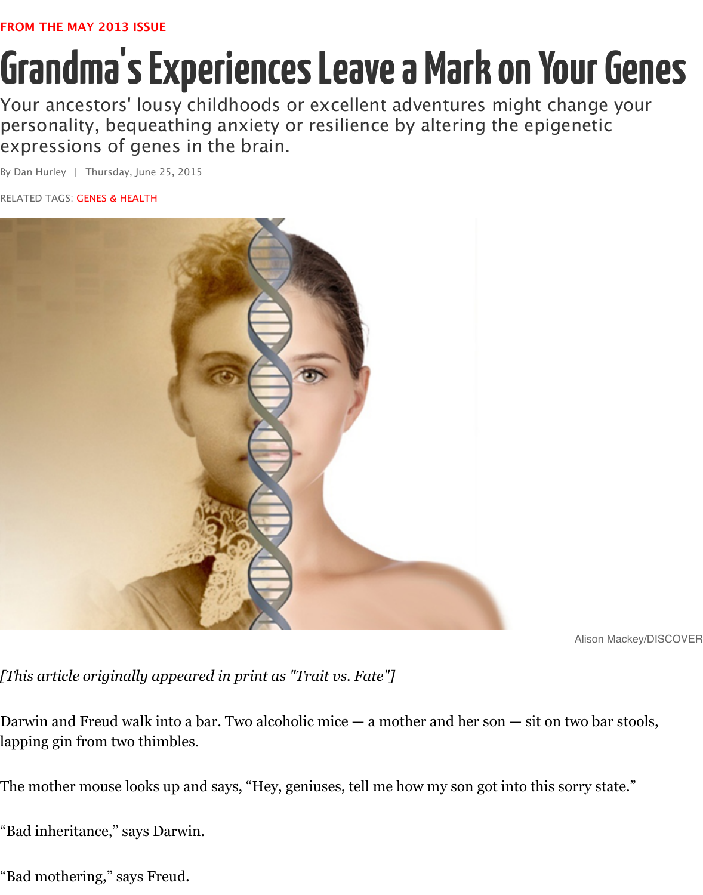FROM THE MAY 2013 ISSUE

# Grandma's Experiences Leave a Mark on Your Genes

Your ancestors' lousy childhoods or excellent adventures might change your personality, bequeathing anxiety or resilience by altering the epigenetic expressions of genes in the brain.

By Dan Hurley | Thursday, June 25, 2015

RELATED TAGS: GENES & HEALTH

Alison Mackey/DISCOVER

*[This article originally appeared in print as "Trait vs. Fate"]*

Darwin and Freud walk into a bar. Two alcoholic mice — a mother and her son — sit on two bar stools, lapping gin from two thimbles.

The mother mouse looks up and says, "Hey, geniuses, tell me how my son got into this sorry state."

"Bad inheritance," says Darwin.

"Bad mothering," says Freud.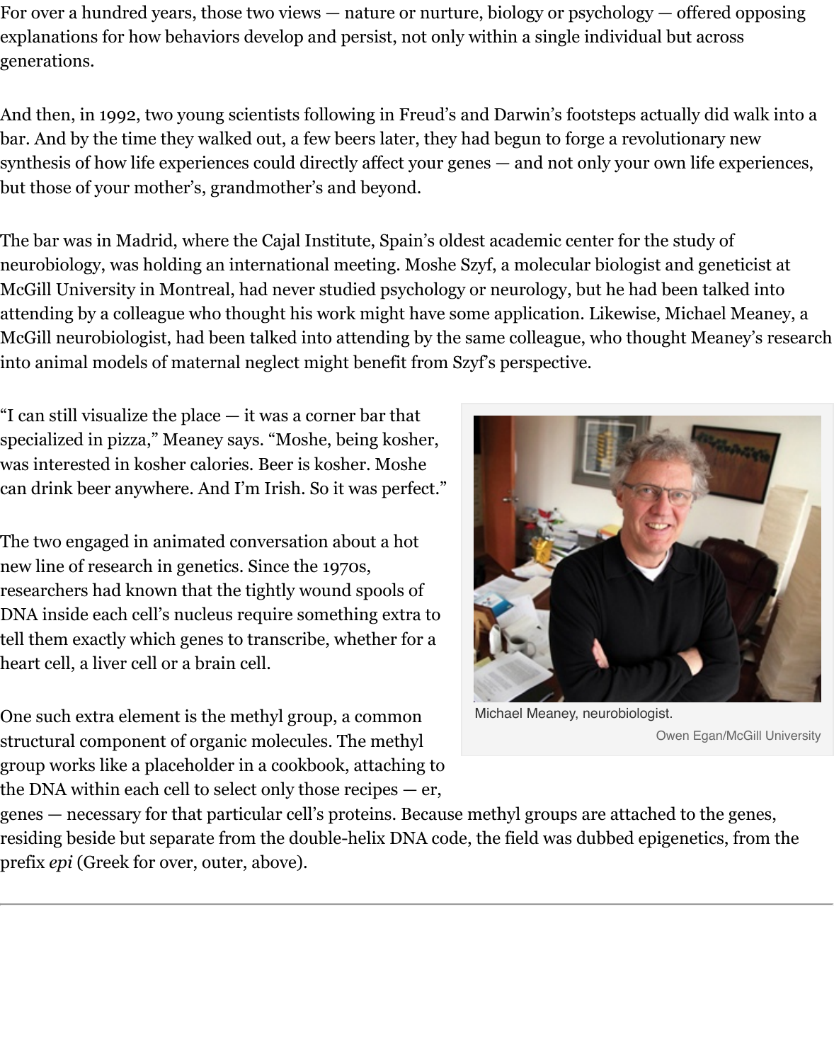For over a hundred years, those two views — nature or nurture, biology or psychology — offered opposing explanations for how behaviors develop and persist, not only within a single individual but across generations.

And then, in 1992, two young scientists following in Freud's and Darwin's footsteps actually did walk into a bar. And by the time they walked out, a few beers later, they had begun to forge a revolutionary new synthesis of how life experiences could directly affect your genes — and not only your own life experiences, but those of your mother's, grandmother's and beyond.

The bar was in Madrid, where the Cajal Institute, Spain's oldest academic center for the study of neurobiology, was holding an international meeting. Moshe Szyf, a molecular biologist and geneticist at McGill University in Montreal, had never studied psychology or neurology, but he had been talked into attending by a colleague who thought his work might have some application. Likewise, Michael Meaney, a McGill neurobiologist, had been talked into attending by the same colleague, who thought Meaney's research into animal models of maternal neglect might benefit from Szyf's perspective.

"I can still visualize the place — it was a corner bar that specialized in pizza," Meaney says. "Moshe, being kosher, was interested in kosher calories. Beer is kosher. Moshe can drink beer anywhere. And I'm Irish. So it was perfect."

Michael Meaney, neurobiologist.
Owen Egan/McGill University

The two engaged in animated conversation about a hot new line of research in genetics. Since the 1970s, researchers had known that the tightly wound spools of DNA inside each cell's nucleus require something extra to tell them exactly which genes to transcribe, whether for a heart cell, a liver cell or a brain cell.

One such extra element is the methyl group, a common structural component of organic molecules. The methyl group works like a placeholder in a cookbook, attaching to the DNA within each cell to select only those recipes — er, genes — necessary for that particular cell's proteins. Because methyl groups are attached to the genes, residing beside but separate from the double-helix DNA code, the field was dubbed epigenetics, from the prefix *epi* (Greek for over, outer, above).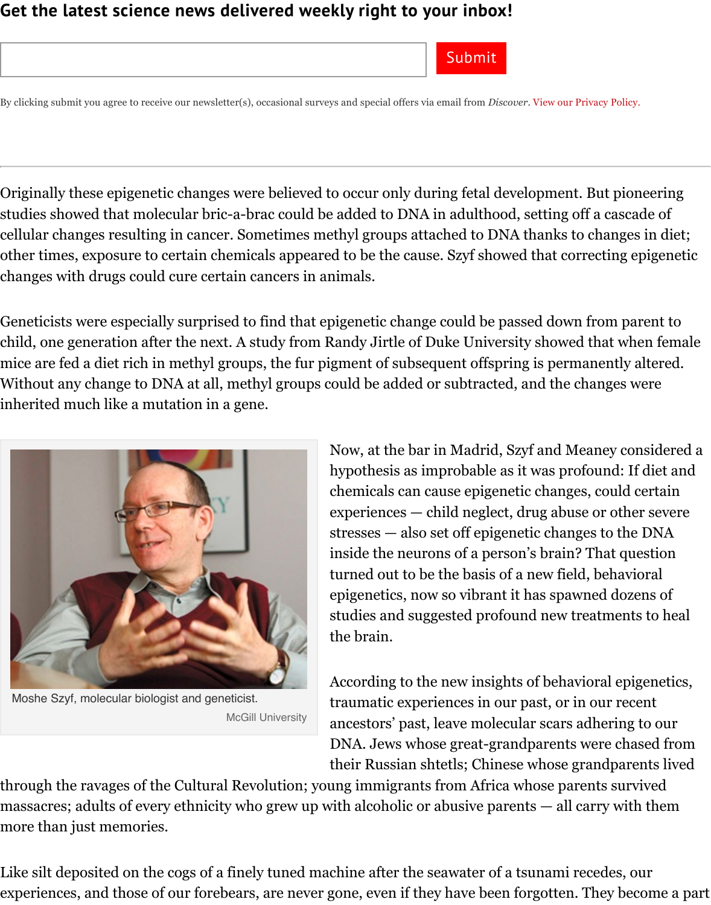Get the latest science news delivered weekly right to your inbox!

Submit

By clicking submit you agree to receive our newsletter(s), occasional surveys and special offers via email from *Discover*. View our Privacy Policy.

---

Originally these epigenetic changes were believed to occur only during fetal development. But pioneering studies showed that molecular bric-a-brac could be added to DNA in adulthood, setting off a cascade of cellular changes resulting in cancer. Sometimes methyl groups attached to DNA thanks to changes in diet; other times, exposure to certain chemicals appeared to be the cause. Szyf showed that correcting epigenetic changes with drugs could cure certain cancers in animals.

Geneticists were especially surprised to find that epigenetic change could be passed down from parent to child, one generation after the next. A study from Randy Jirtle of Duke University showed that when female mice are fed a diet rich in methyl groups, the fur pigment of subsequent offspring is permanently altered. Without any change to DNA at all, methyl groups could be added or subtracted, and the changes were inherited much like a mutation in a gene.

Moshe Szyf, molecular biologist and geneticist.

McGill University

Now, at the bar in Madrid, Szyf and Meaney considered a hypothesis as improbable as it was profound: If diet and chemicals can cause epigenetic changes, could certain experiences — child neglect, drug abuse or other severe stresses — also set off epigenetic changes to the DNA inside the neurons of a person's brain? That question turned out to be the basis of a new field, behavioral epigenetics, now so vibrant it has spawned dozens of studies and suggested profound new treatments to heal the brain.

According to the new insights of behavioral epigenetics, traumatic experiences in our past, or in our recent ancestors' past, leave molecular scars adhering to our DNA. Jews whose great-grandparents were chased from their Russian shtetls; Chinese whose grandparents lived through the ravages of the Cultural Revolution; young immigrants from Africa whose parents survived massacres; adults of every ethnicity who grew up with alcoholic or abusive parents — all carry with them more than just memories.

Like silt deposited on the cogs of a finely tuned machine after the seawater of a tsunami recedes, our experiences, and those of our forebears, are never gone, even if they have been forgotten. They become a part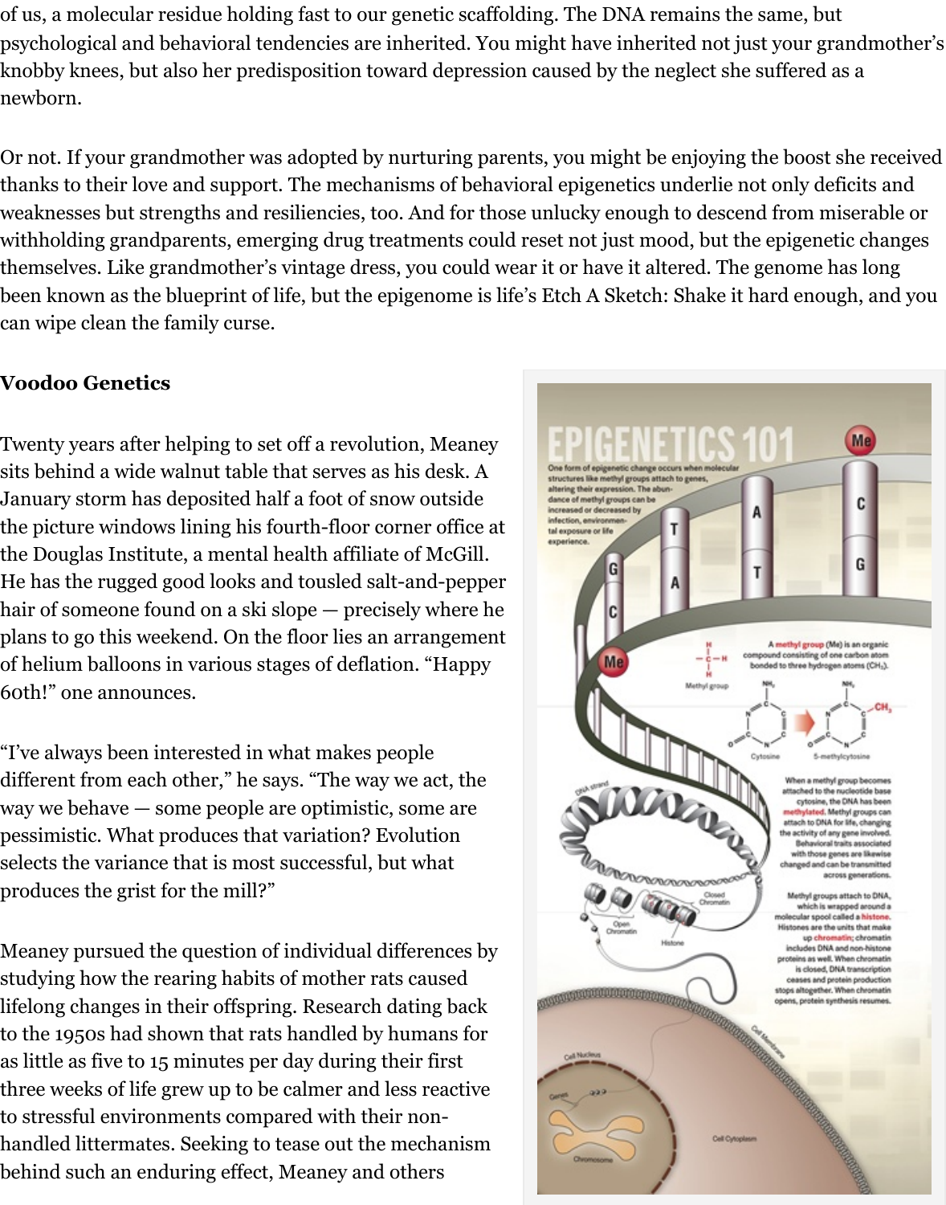of us, a molecular residue holding fast to our genetic scaffolding. The DNA remains the same, but psychological and behavioral tendencies are inherited. You might have inherited not just your grandmother's knobby knees, but also her predisposition toward depression caused by the neglect she suffered as a newborn.

Or not. If your grandmother was adopted by nurturing parents, you might be enjoying the boost she received thanks to their love and support. The mechanisms of behavioral epigenetics underlie not only deficits and weaknesses but strengths and resiliencies, too. And for those unlucky enough to descend from miserable or withholding grandparents, emerging drug treatments could reset not just mood, but the epigenetic changes themselves. Like grandmother's vintage dress, you could wear it or have it altered. The genome has long been known as the blueprint of life, but the epigenome is life's Etch A Sketch: Shake it hard enough, and you can wipe clean the family curse.

## Voodoo Genetics

Twenty years after helping to set off a revolution, Meaney sits behind a wide walnut table that serves as his desk. A January storm has deposited half a foot of snow outside the picture windows lining his fourth-floor corner office at the Douglas Institute, a mental health affiliate of McGill. He has the rugged good looks and tousled salt-and-pepper hair of someone found on a ski slope — precisely where he plans to go this weekend. On the floor lies an arrangement of helium balloons in various stages of deflation. "Happy 60th!" one announces.

"I've always been interested in what makes people different from each other," he says. "The way we act, the way we behave — some people are optimistic, some are pessimistic. What produces that variation? Evolution selects the variance that is most successful, but what produces the grist for the mill?"

Meaney pursued the question of individual differences by studying how the rearing habits of mother rats caused lifelong changes in their offspring. Research dating back to the 1950s had shown that rats handled by humans for as little as five to 15 minutes per day during their first three weeks of life grew up to be calmer and less reactive to stressful environments compared with their non-handled littermates. Seeking to tease out the mechanism behind such an enduring effect, Meaney and others

**EPIGENETICS 101**

One form of epigenetic change occurs when molecular structures like methyl groups attach to genes, altering their expression. The abundance of methyl groups can be increased or decreased by infection, environmental exposure or life experience.

A methyl group (Me) is an organic compound consisting of one carbon atom bonded to three hydrogen atoms ($CH_3$).

When a methyl group becomes attached to the nucleotide base cytosine, the DNA has been methylated. Methyl groups can attach to DNA for life, changing the activity of any gene involved. Behavioral traits associated with those genes are likewise changed and can be transmitted across generations.

Methyl groups attach to DNA, which is wrapped around a molecular spool called a histone. Histones are the units that make up chromatin; chromatin includes DNA and non-histone proteins as well. When chromatin is closed, DNA transcription ceases and protein production stops altogether. When chromatin opens, protein synthesis resumes.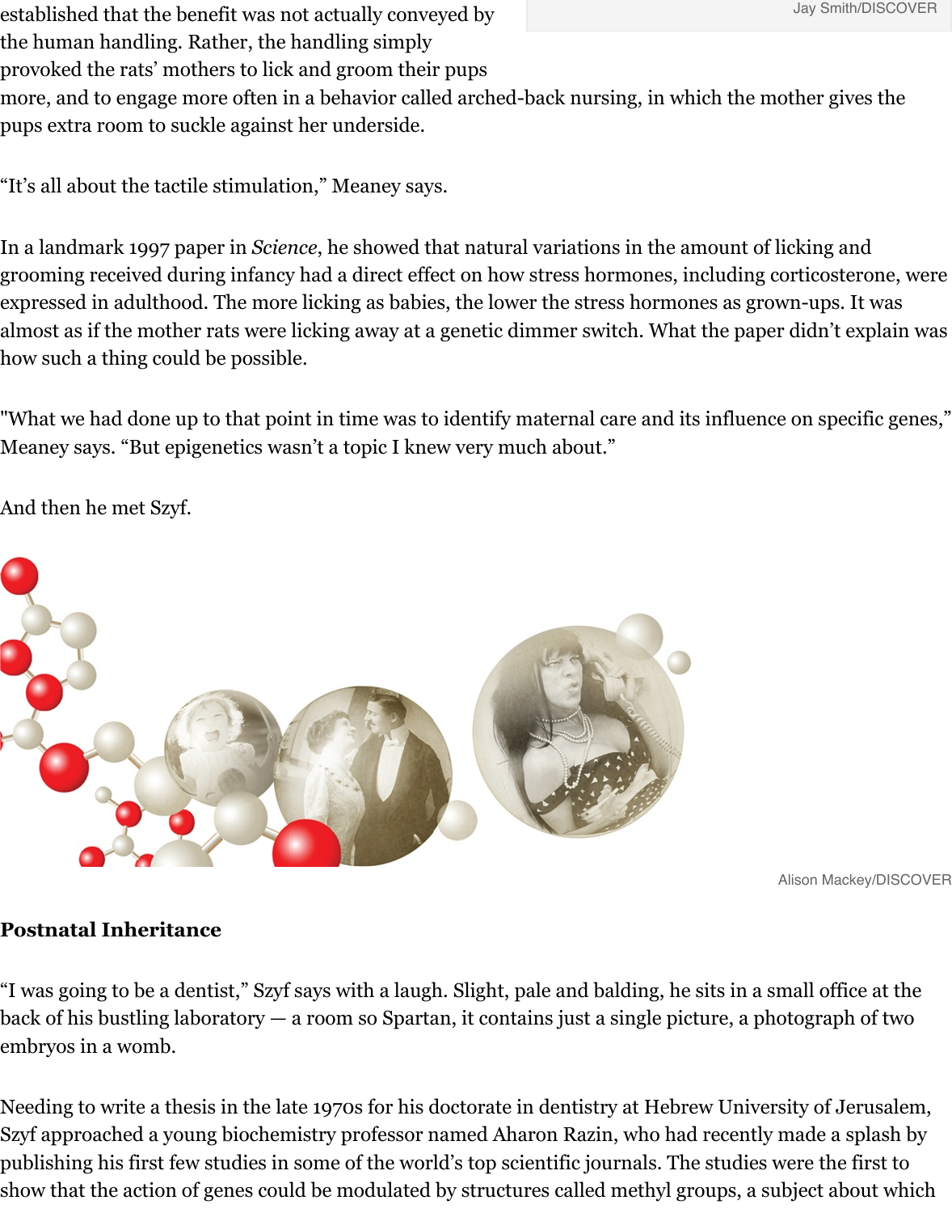established that the benefit was not actually conveyed by the human handling. Rather, the handling simply provoked the rats' mothers to lick and groom their pups more, and to engage more often in a behavior called arched-back nursing, in which the mother gives the pups extra room to suckle against her underside.

Jay Smith/DISCOVER

"It's all about the tactile stimulation," Meaney says.

In a landmark 1997 paper in *Science*, he showed that natural variations in the amount of licking and grooming received during infancy had a direct effect on how stress hormones, including corticosterone, were expressed in adulthood. The more licking as babies, the lower the stress hormones as grown-ups. It was almost as if the mother rats were licking away at a genetic dimmer switch. What the paper didn't explain was how such a thing could be possible.

"What we had done up to that point in time was to identify maternal care and its influence on specific genes," Meaney says. "But epigenetics wasn't a topic I knew very much about."

And then he met Szyf.

Alison Mackey/DISCOVER

**Postnatal Inheritance**

"I was going to be a dentist," Szyf says with a laugh. Slight, pale and balding, he sits in a small office at the back of his bustling laboratory — a room so Spartan, it contains just a single picture, a photograph of two embryos in a womb.

Needing to write a thesis in the late 1970s for his doctorate in dentistry at Hebrew University of Jerusalem, Szyf approached a young biochemistry professor named Aharon Razin, who had recently made a splash by publishing his first few studies in some of the world's top scientific journals. The studies were the first to show that the action of genes could be modulated by structures called methyl groups, a subject about which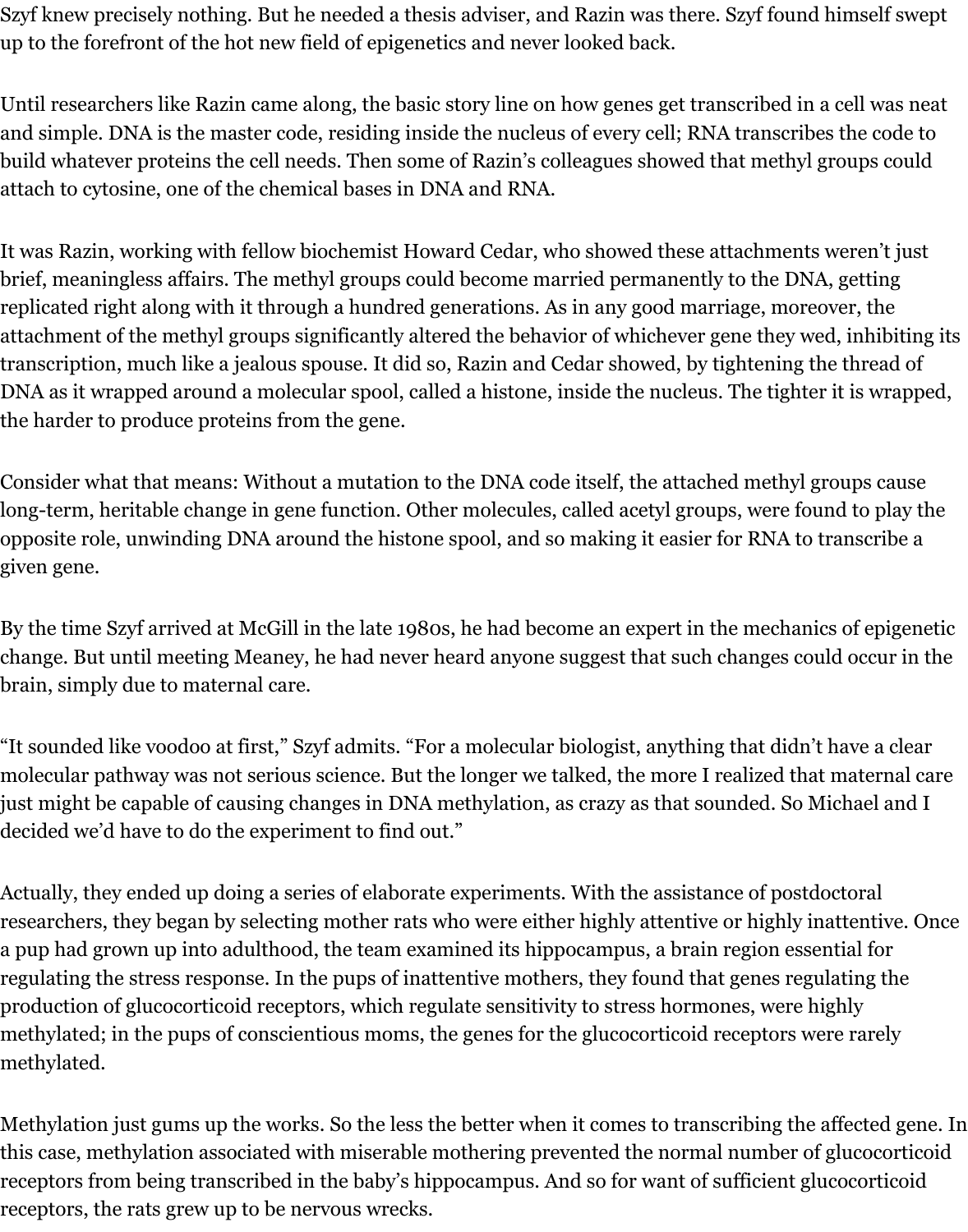Szyf knew precisely nothing. But he needed a thesis adviser, and Razin was there. Szyf found himself swept up to the forefront of the hot new field of epigenetics and never looked back.

Until researchers like Razin came along, the basic story line on how genes get transcribed in a cell was neat and simple. DNA is the master code, residing inside the nucleus of every cell; RNA transcribes the code to build whatever proteins the cell needs. Then some of Razin's colleagues showed that methyl groups could attach to cytosine, one of the chemical bases in DNA and RNA.

It was Razin, working with fellow biochemist Howard Cedar, who showed these attachments weren't just brief, meaningless affairs. The methyl groups could become married permanently to the DNA, getting replicated right along with it through a hundred generations. As in any good marriage, moreover, the attachment of the methyl groups significantly altered the behavior of whichever gene they wed, inhibiting its transcription, much like a jealous spouse. It did so, Razin and Cedar showed, by tightening the thread of DNA as it wrapped around a molecular spool, called a histone, inside the nucleus. The tighter it is wrapped, the harder to produce proteins from the gene.

Consider what that means: Without a mutation to the DNA code itself, the attached methyl groups cause long-term, heritable change in gene function. Other molecules, called acetyl groups, were found to play the opposite role, unwinding DNA around the histone spool, and so making it easier for RNA to transcribe a given gene.

By the time Szyf arrived at McGill in the late 1980s, he had become an expert in the mechanics of epigenetic change. But until meeting Meaney, he had never heard anyone suggest that such changes could occur in the brain, simply due to maternal care.

"It sounded like voodoo at first," Szyf admits. "For a molecular biologist, anything that didn't have a clear molecular pathway was not serious science. But the longer we talked, the more I realized that maternal care just might be capable of causing changes in DNA methylation, as crazy as that sounded. So Michael and I decided we'd have to do the experiment to find out."

Actually, they ended up doing a series of elaborate experiments. With the assistance of postdoctoral researchers, they began by selecting mother rats who were either highly attentive or highly inattentive. Once a pup had grown up into adulthood, the team examined its hippocampus, a brain region essential for regulating the stress response. In the pups of inattentive mothers, they found that genes regulating the production of glucocorticoid receptors, which regulate sensitivity to stress hormones, were highly methylated; in the pups of conscientious moms, the genes for the glucocorticoid receptors were rarely methylated.

Methylation just gums up the works. So the less the better when it comes to transcribing the affected gene. In this case, methylation associated with miserable mothering prevented the normal number of glucocorticoid receptors from being transcribed in the baby's hippocampus. And so for want of sufficient glucocorticoid receptors, the rats grew up to be nervous wrecks.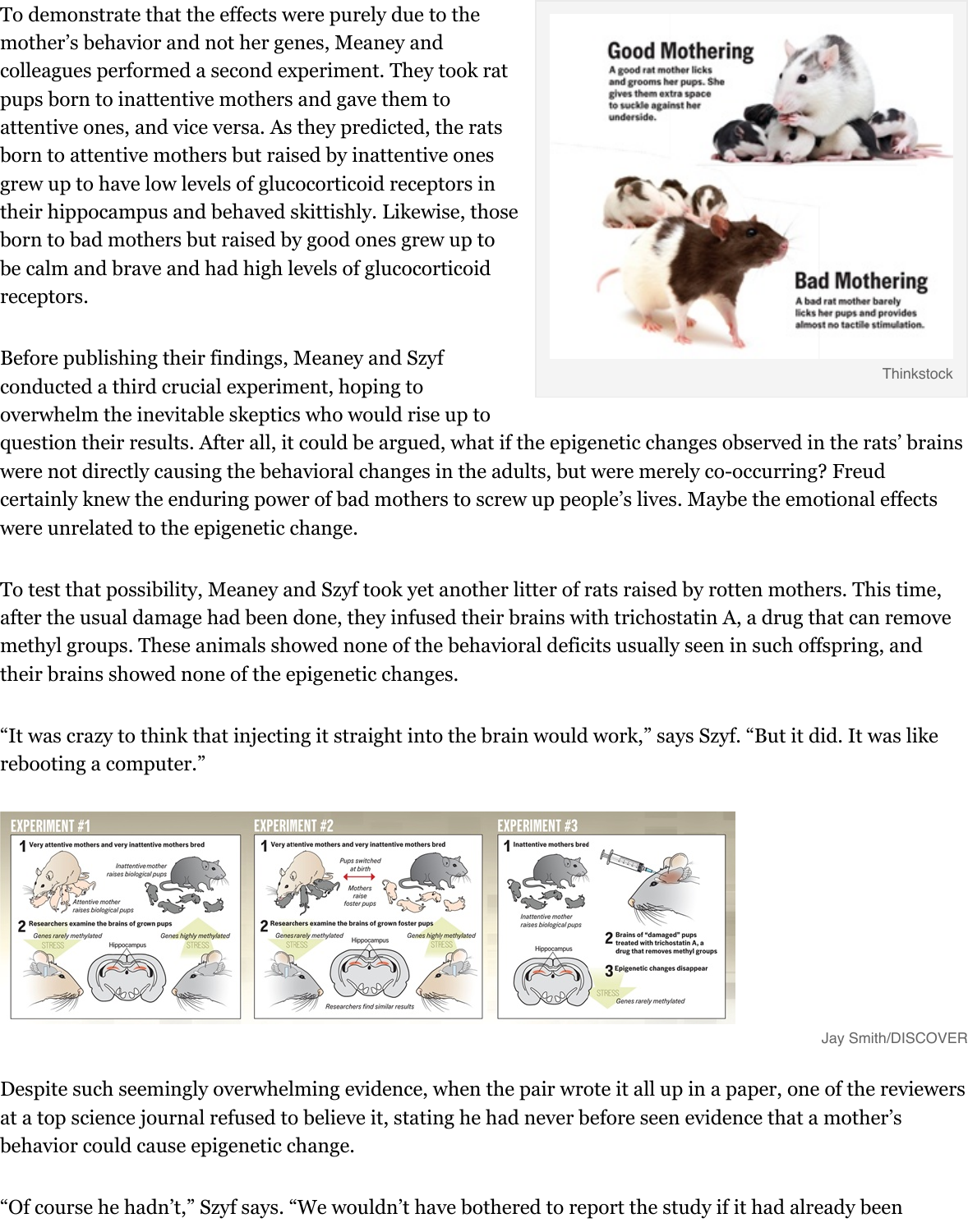To demonstrate that the effects were purely due to the mother's behavior and not her genes, Meaney and colleagues performed a second experiment. They took rat pups born to inattentive mothers and gave them to attentive ones, and vice versa. As they predicted, the rats born to attentive mothers but raised by inattentive ones grew up to have low levels of glucocorticoid receptors in their hippocampus and behaved skittishly. Likewise, those born to bad mothers but raised by good ones grew up to be calm and brave and had high levels of glucocorticoid receptors.

Thinkstock

Before publishing their findings, Meaney and Szyf conducted a third crucial experiment, hoping to overwhelm the inevitable skeptics who would rise up to question their results. After all, it could be argued, what if the epigenetic changes observed in the rats' brains were not directly causing the behavioral changes in the adults, but were merely co-occurring? Freud certainly knew the enduring power of bad mothers to screw up people's lives. Maybe the emotional effects were unrelated to the epigenetic change.

To test that possibility, Meaney and Szyf took yet another litter of rats raised by rotten mothers. This time, after the usual damage had been done, they infused their brains with trichostatin A, a drug that can remove methyl groups. These animals showed none of the behavioral deficits usually seen in such offspring, and their brains showed none of the epigenetic changes.

"It was crazy to think that injecting it straight into the brain would work," says Szyf. "But it did. It was like rebooting a computer."

Jay Smith/DISCOVER

Despite such seemingly overwhelming evidence, when the pair wrote it all up in a paper, one of the reviewers at a top science journal refused to believe it, stating he had never before seen evidence that a mother's behavior could cause epigenetic change.

"Of course he hadn't," Szyf says. "We wouldn't have bothered to report the study if it had already been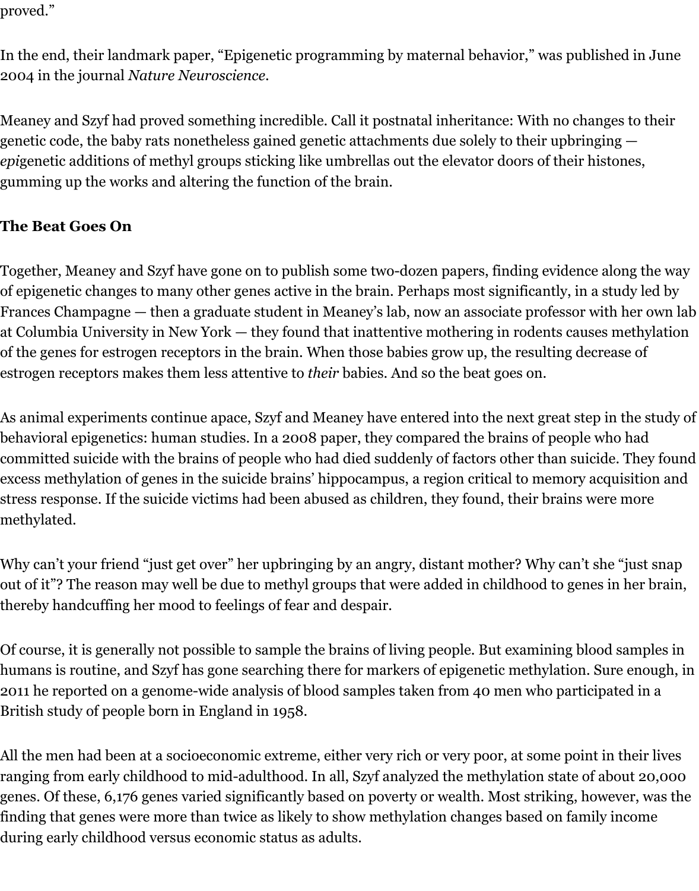proved."

In the end, their landmark paper, "Epigenetic programming by maternal behavior," was published in June 2004 in the journal *Nature Neuroscience*.

Meaney and Szyf had proved something incredible. Call it postnatal inheritance: With no changes to their genetic code, the baby rats nonetheless gained genetic attachments due solely to their upbringing — *epi*genetic additions of methyl groups sticking like umbrellas out the elevator doors of their histones, gumming up the works and altering the function of the brain.

**The Beat Goes On**

Together, Meaney and Szyf have gone on to publish some two-dozen papers, finding evidence along the way of epigenetic changes to many other genes active in the brain. Perhaps most significantly, in a study led by Frances Champagne — then a graduate student in Meaney's lab, now an associate professor with her own lab at Columbia University in New York — they found that inattentive mothering in rodents causes methylation of the genes for estrogen receptors in the brain. When those babies grow up, the resulting decrease of estrogen receptors makes them less attentive to *their* babies. And so the beat goes on.

As animal experiments continue apace, Szyf and Meaney have entered into the next great step in the study of behavioral epigenetics: human studies. In a 2008 paper, they compared the brains of people who had committed suicide with the brains of people who had died suddenly of factors other than suicide. They found excess methylation of genes in the suicide brains' hippocampus, a region critical to memory acquisition and stress response. If the suicide victims had been abused as children, they found, their brains were more methylated.

Why can't your friend "just get over" her upbringing by an angry, distant mother? Why can't she "just snap out of it"? The reason may well be due to methyl groups that were added in childhood to genes in her brain, thereby handcuffing her mood to feelings of fear and despair.

Of course, it is generally not possible to sample the brains of living people. But examining blood samples in humans is routine, and Szyf has gone searching there for markers of epigenetic methylation. Sure enough, in 2011 he reported on a genome-wide analysis of blood samples taken from 40 men who participated in a British study of people born in England in 1958.

All the men had been at a socioeconomic extreme, either very rich or very poor, at some point in their lives ranging from early childhood to mid-adulthood. In all, Szyf analyzed the methylation state of about 20,000 genes. Of these, 6,176 genes varied significantly based on poverty or wealth. Most striking, however, was the finding that genes were more than twice as likely to show methylation changes based on family income during early childhood versus economic status as adults.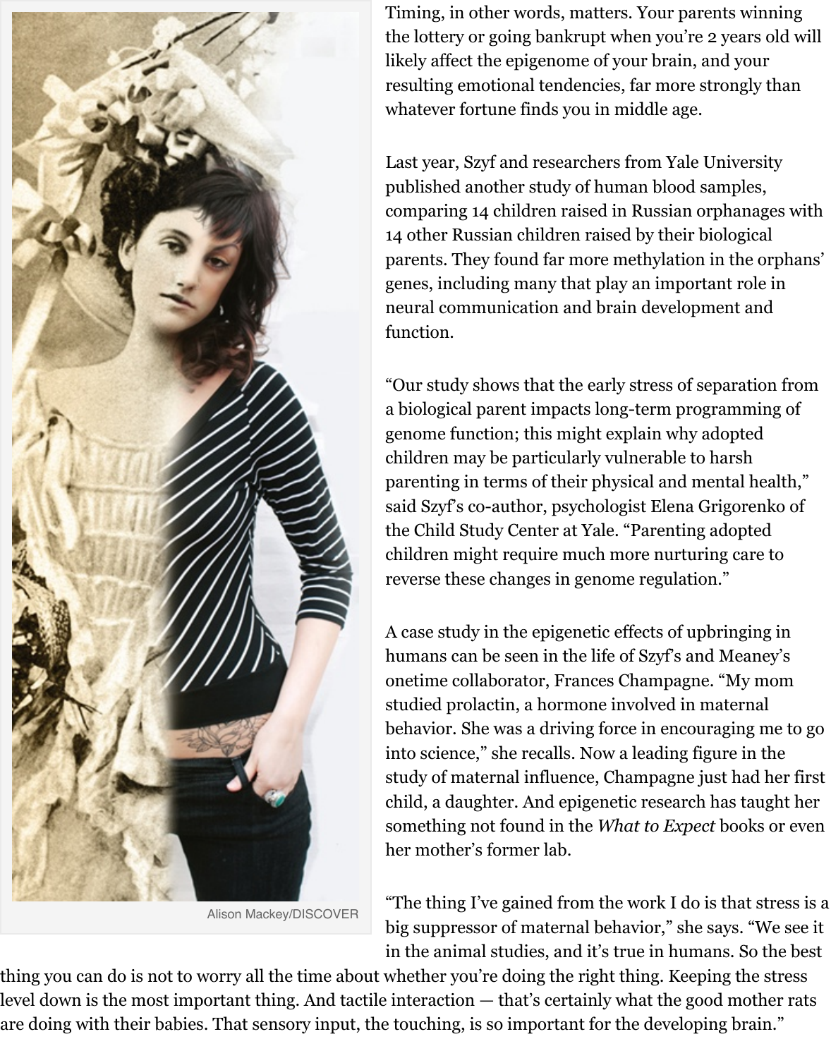Alison Mackey/DISCOVER

Timing, in other words, matters. Your parents winning the lottery or going bankrupt when you're 2 years old will likely affect the epigenome of your brain, and your resulting emotional tendencies, far more strongly than whatever fortune finds you in middle age.

Last year, Szyf and researchers from Yale University published another study of human blood samples, comparing 14 children raised in Russian orphanages with 14 other Russian children raised by their biological parents. They found far more methylation in the orphans' genes, including many that play an important role in neural communication and brain development and function.

"Our study shows that the early stress of separation from a biological parent impacts long-term programming of genome function; this might explain why adopted children may be particularly vulnerable to harsh parenting in terms of their physical and mental health," said Szyf's co-author, psychologist Elena Grigorenko of the Child Study Center at Yale. "Parenting adopted children might require much more nurturing care to reverse these changes in genome regulation."

A case study in the epigenetic effects of upbringing in humans can be seen in the life of Szyf's and Meaney's onetime collaborator, Frances Champagne. "My mom studied prolactin, a hormone involved in maternal behavior. She was a driving force in encouraging me to go into science," she recalls. Now a leading figure in the study of maternal influence, Champagne just had her first child, a daughter. And epigenetic research has taught her something not found in the *What to Expect* books or even her mother's former lab.

"The thing I've gained from the work I do is that stress is a big suppressor of maternal behavior," she says. "We see it in the animal studies, and it's true in humans. So the best thing you can do is not to worry all the time about whether you're doing the right thing. Keeping the stress level down is the most important thing. And tactile interaction — that's certainly what the good mother rats are doing with their babies. That sensory input, the touching, is so important for the developing brain."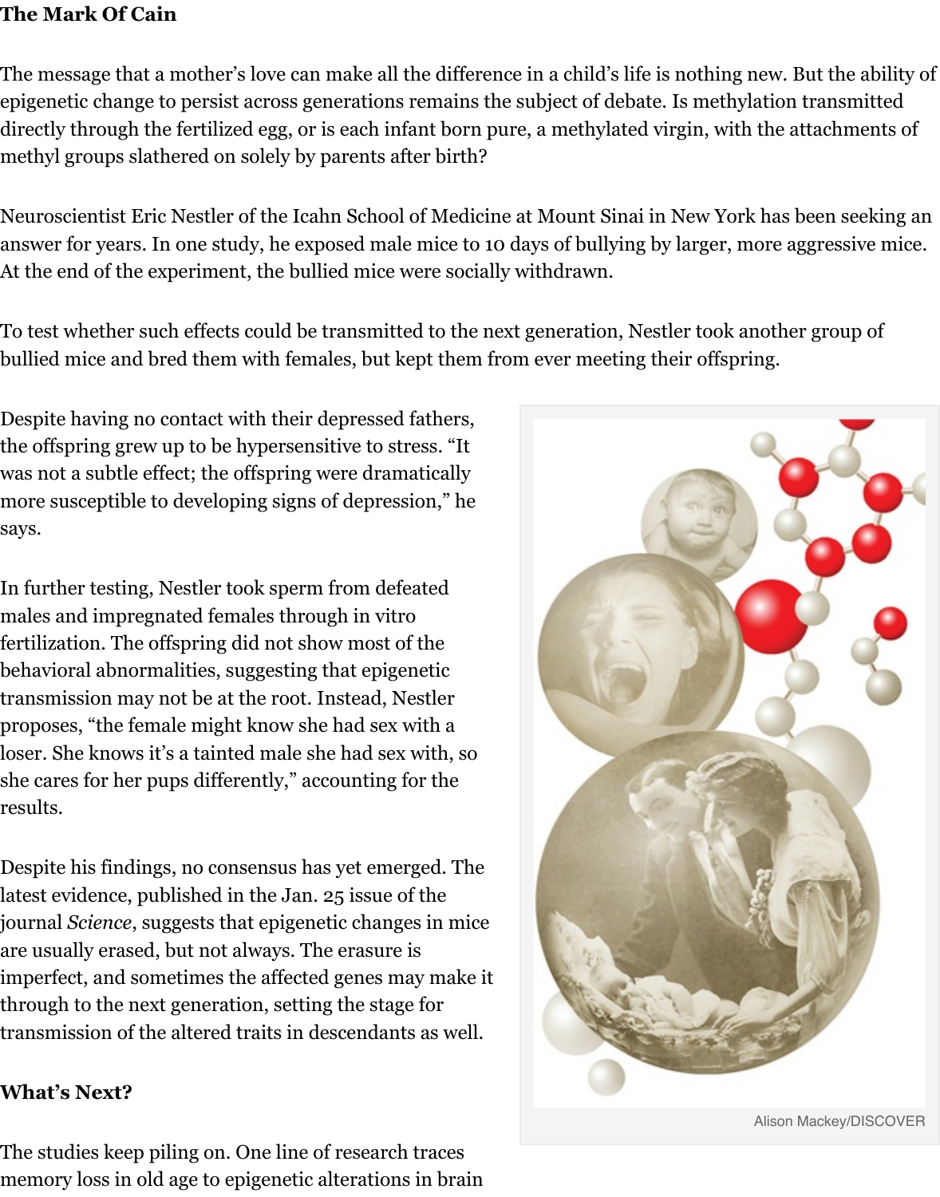## The Mark Of Cain

The message that a mother's love can make all the difference in a child's life is nothing new. But the ability of epigenetic change to persist across generations remains the subject of debate. Is methylation transmitted directly through the fertilized egg, or is each infant born pure, a methylated virgin, with the attachments of methyl groups slathered on solely by parents after birth?

Neuroscientist Eric Nestler of the Icahn School of Medicine at Mount Sinai in New York has been seeking an answer for years. In one study, he exposed male mice to 10 days of bullying by larger, more aggressive mice. At the end of the experiment, the bullied mice were socially withdrawn.

To test whether such effects could be transmitted to the next generation, Nestler took another group of bullied mice and bred them with females, but kept them from ever meeting their offspring.

Despite having no contact with their depressed fathers, the offspring grew up to be hypersensitive to stress. "It was not a subtle effect; the offspring were dramatically more susceptible to developing signs of depression," he says.

In further testing, Nestler took sperm from defeated males and impregnated females through in vitro fertilization. The offspring did not show most of the behavioral abnormalities, suggesting that epigenetic transmission may not be at the root. Instead, Nestler proposes, "the female might know she had sex with a loser. She knows it's a tainted male she had sex with, so she cares for her pups differently," accounting for the results.

Despite his findings, no consensus has yet emerged. The latest evidence, published in the Jan. 25 issue of the journal *Science*, suggests that epigenetic changes in mice are usually erased, but not always. The erasure is imperfect, and sometimes the affected genes may make it through to the next generation, setting the stage for transmission of the altered traits in descendants as well.

Alison Mackey/DISCOVER

## What's Next?

The studies keep piling on. One line of research traces memory loss in old age to epigenetic alterations in brain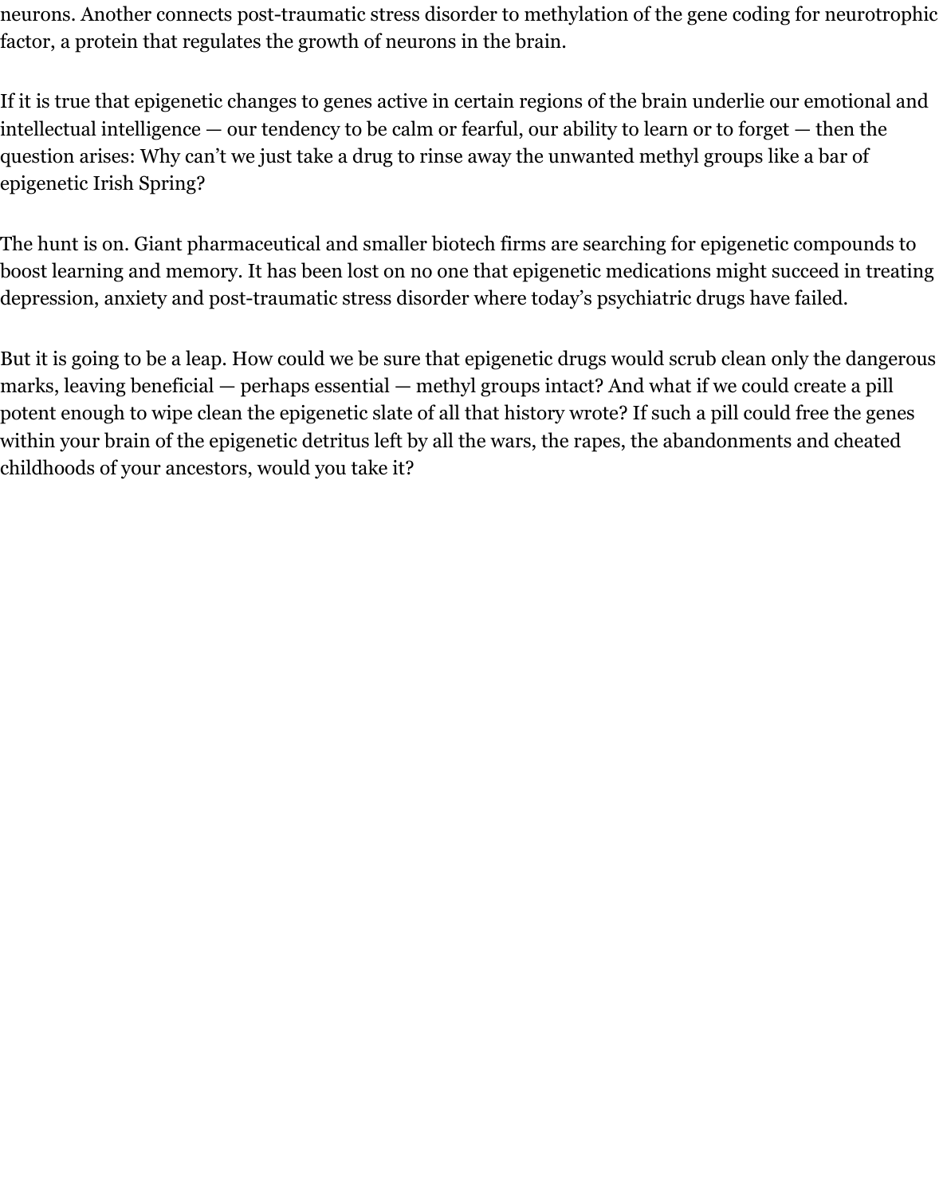neurons. Another connects post-traumatic stress disorder to methylation of the gene coding for neurotrophic factor, a protein that regulates the growth of neurons in the brain.

If it is true that epigenetic changes to genes active in certain regions of the brain underlie our emotional and intellectual intelligence — our tendency to be calm or fearful, our ability to learn or to forget — then the question arises: Why can't we just take a drug to rinse away the unwanted methyl groups like a bar of epigenetic Irish Spring?

The hunt is on. Giant pharmaceutical and smaller biotech firms are searching for epigenetic compounds to boost learning and memory. It has been lost on no one that epigenetic medications might succeed in treating depression, anxiety and post-traumatic stress disorder where today's psychiatric drugs have failed.

But it is going to be a leap. How could we be sure that epigenetic drugs would scrub clean only the dangerous marks, leaving beneficial — perhaps essential — methyl groups intact? And what if we could create a pill potent enough to wipe clean the epigenetic slate of all that history wrote? If such a pill could free the genes within your brain of the epigenetic detritus left by all the wars, the rapes, the abandonments and cheated childhoods of your ancestors, would you take it?